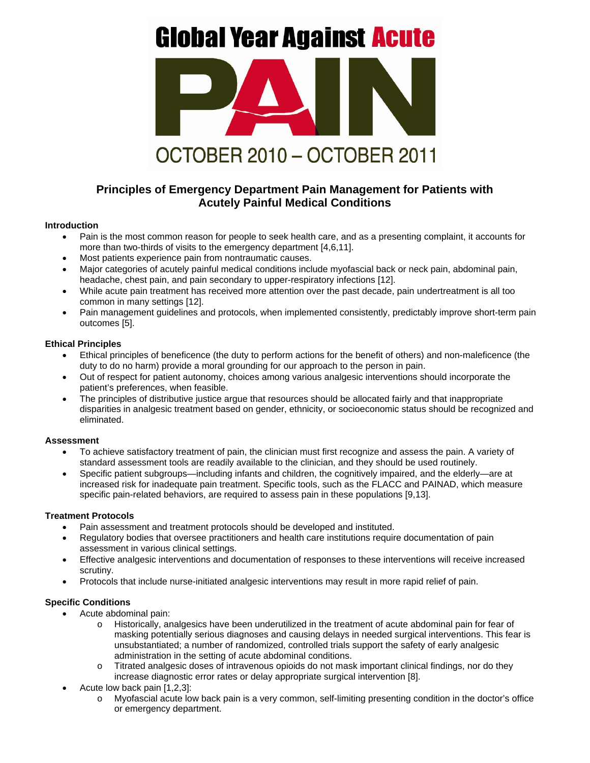# Global Year Against Acute PAIN

OCTOBER 2010 – OCTOBER 2011

## Principles of Emergency Department Pain Management for Patients with Acutely Painful Medical Conditions

### Introduction

- Pain is the most common reason for people to seek health care, and as a presenting complaint, it accounts for more than two-thirds of visits to the emergency department [4,6,11].
- Most patients experience pain from nontraumatic causes.
- Major categories of acutely painful medical conditions include myofascial back or neck pain, abdominal pain, headache, chest pain, and pain secondary to upper-respiratory infections [12].
- While acute pain treatment has received more attention over the past decade, pain undertreatment is all too common in many settings [12].
- Pain management guidelines and protocols, when implemented consistently, predictably improve short-term pain outcomes [5].

### Ethical Principles

- Ethical principles of beneficence (the duty to perform actions for the benefit of others) and non-maleficence (the duty to do no harm) provide a moral grounding for our approach to the person in pain.
- Out of respect for patient autonomy, choices among various analgesic interventions should incorporate the patient's preferences, when feasible.
- The principles of distributive justice argue that resources should be allocated fairly and that inappropriate disparities in analgesic treatment based on gender, ethnicity, or socioeconomic status should be recognized and eliminated.

### Assessment

- To achieve satisfactory treatment of pain, the clinician must first recognize and assess the pain. A variety of standard assessment tools are readily available to the clinician, and they should be used routinely.
- Specific patient subgroups—including infants and children, the cognitively impaired, and the elderly—are at increased risk for inadequate pain treatment. Specific tools, such as the FLACC and PAINAD, which measure specific pain-related behaviors, are required to assess pain in these populations [9,13].

### Treatment Protocols

- Pain assessment and treatment protocols should be developed and instituted.
- Regulatory bodies that oversee practitioners and health care institutions require documentation of pain assessment in various clinical settings.
- Effective analgesic interventions and documentation of responses to these interventions will receive increased scrutiny.
- Protocols that include nurse-initiated analgesic interventions may result in more rapid relief of pain.

### Specific Conditions

- Acute abdominal pain:
  - Historically, analgesics have been underutilized in the treatment of acute abdominal pain for fear of masking potentially serious diagnoses and causing delays in needed surgical interventions. This fear is unsubstantiated; a number of randomized, controlled trials support the safety of early analgesic administration in the setting of acute abdominal conditions.
  - Titrated analgesic doses of intravenous opioids do not mask important clinical findings, nor do they increase diagnostic error rates or delay appropriate surgical intervention [8].
- Acute low back pain [1,2,3]:
  - Myofascial acute low back pain is a very common, self-limiting presenting condition in the doctor's office or emergency department.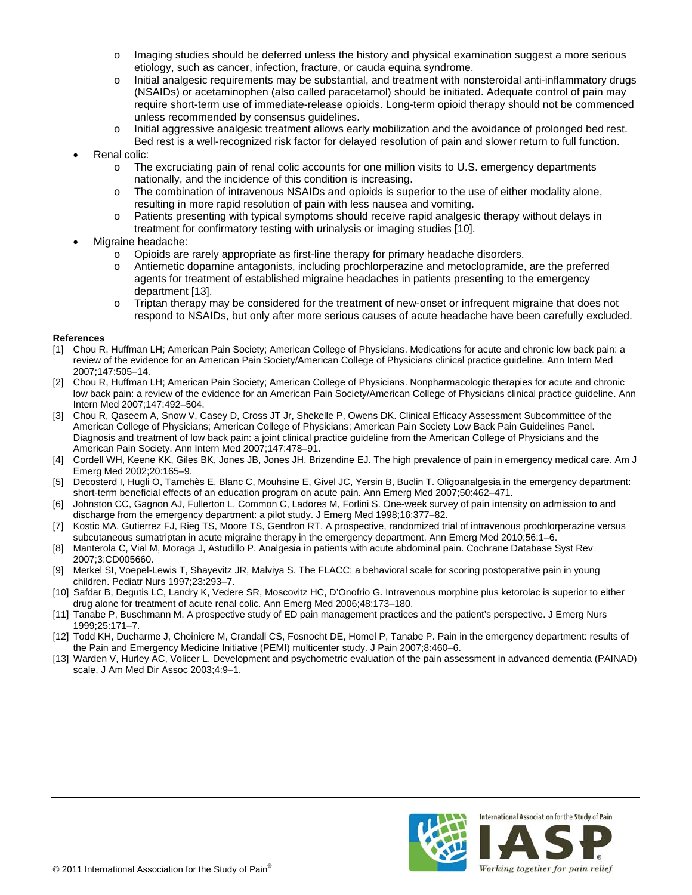- Imaging studies should be deferred unless the history and physical examination suggest a more serious etiology, such as cancer, infection, fracture, or cauda equina syndrome.
  - Initial analgesic requirements may be substantial, and treatment with nonsteroidal anti-inflammatory drugs (NSAIDs) or acetaminophen (also called paracetamol) should be initiated. Adequate control of pain may require short-term use of immediate-release opioids. Long-term opioid therapy should not be commenced unless recommended by consensus guidelines.
  - Initial aggressive analgesic treatment allows early mobilization and the avoidance of prolonged bed rest. Bed rest is a well-recognized risk factor for delayed resolution of pain and slower return to full function.
- Renal colic:
  - The excruciating pain of renal colic accounts for one million visits to U.S. emergency departments nationally, and the incidence of this condition is increasing.
  - The combination of intravenous NSAIDs and opioids is superior to the use of either modality alone, resulting in more rapid resolution of pain with less nausea and vomiting.
  - Patients presenting with typical symptoms should receive rapid analgesic therapy without delays in treatment for confirmatory testing with urinalysis or imaging studies [10].
- Migraine headache:
  - Opioids are rarely appropriate as first-line therapy for primary headache disorders.
  - Antiemetic dopamine antagonists, including prochlorperazine and metoclopramide, are the preferred agents for treatment of established migraine headaches in patients presenting to the emergency department [13].
  - Triptan therapy may be considered for the treatment of new-onset or infrequent migraine that does not respond to NSAIDs, but only after more serious causes of acute headache have been carefully excluded.

**References**

[1] Chou R, Huffman LH; American Pain Society; American College of Physicians. Medications for acute and chronic low back pain: a review of the evidence for an American Pain Society/American College of Physicians clinical practice guideline. Ann Intern Med 2007;147:505–14.

[2] Chou R, Huffman LH; American Pain Society; American College of Physicians. Nonpharmacologic therapies for acute and chronic low back pain: a review of the evidence for an American Pain Society/American College of Physicians clinical practice guideline. Ann Intern Med 2007;147:492–504.

[3] Chou R, Qaseem A, Snow V, Casey D, Cross JT Jr, Shekelle P, Owens DK. Clinical Efficacy Assessment Subcommittee of the American College of Physicians; American College of Physicians; American Pain Society Low Back Pain Guidelines Panel. Diagnosis and treatment of low back pain: a joint clinical practice guideline from the American College of Physicians and the American Pain Society. Ann Intern Med 2007;147:478–91.

[4] Cordell WH, Keene KK, Giles BK, Jones JB, Jones JH, Brizendine EJ. The high prevalence of pain in emergency medical care. Am J Emerg Med 2002;20:165–9.

[5] Decosterd I, Hugli O, Tamchès E, Blanc C, Mouhsine E, Givel JC, Yersin B, Buclin T. Oligoanalgesia in the emergency department: short-term beneficial effects of an education program on acute pain. Ann Emerg Med 2007;50:462–471.

[6] Johnston CC, Gagnon AJ, Fullerton L, Common C, Ladores M, Forlini S. One-week survey of pain intensity on admission to and discharge from the emergency department: a pilot study. J Emerg Med 1998;16:377–82.

[7] Kostic MA, Gutierrez FJ, Rieg TS, Moore TS, Gendron RT. A prospective, randomized trial of intravenous prochlorperazine versus subcutaneous sumatriptan in acute migraine therapy in the emergency department. Ann Emerg Med 2010;56:1–6.

[8] Manterola C, Vial M, Moraga J, Astudillo P. Analgesia in patients with acute abdominal pain. Cochrane Database Syst Rev 2007;3:CD005660.

[9] Merkel SI, Voepel-Lewis T, Shayevitz JR, Malviya S. The FLACC: a behavioral scale for scoring postoperative pain in young children. Pediatr Nurs 1997;23:293–7.

[10] Safdar B, Degutis LC, Landry K, Vedere SR, Moscovitz HC, D'Onofrio G. Intravenous morphine plus ketorolac is superior to either drug alone for treatment of acute renal colic. Ann Emerg Med 2006;48:173–180.

[11] Tanabe P, Buschmann M. A prospective study of ED pain management practices and the patient's perspective. J Emerg Nurs 1999;25:171–7.

[12] Todd KH, Ducharme J, Choiniere M, Crandall CS, Fosnocht DE, Homel P, Tanabe P. Pain in the emergency department: results of the Pain and Emergency Medicine Initiative (PEMI) multicenter study. J Pain 2007;8:460–6.

[13] Warden V, Hurley AC, Volicer L. Development and psychometric evaluation of the pain assessment in advanced dementia (PAINAD) scale. J Am Med Dir Assoc 2003;4:9–1.

© 2011 International Association for the Study of Pain®